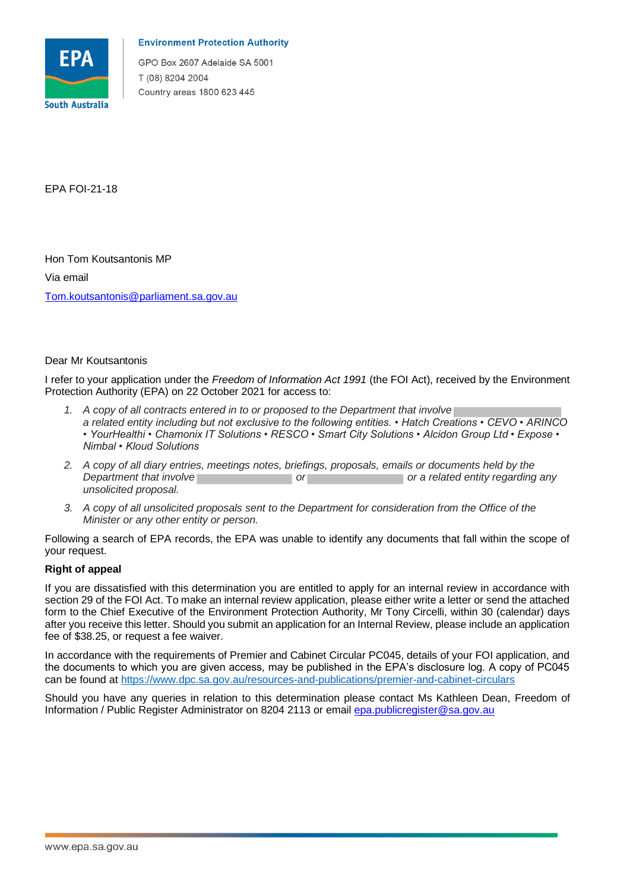**Environment Protection Authority**

GPO Box 2607 Adelaide SA 5001
T (08) 8204 2004
Country areas 1800 623 445

EPA FOI-21-18

Hon Tom Koutsantonis MP
Via email
Tom.koutsantonis@parliament.sa.gov.au

Dear Mr Koutsantonis

I refer to your application under the *Freedom of Information Act 1991* (the FOI Act), received by the Environment Protection Authority (EPA) on 22 October 2021 for access to:

1. *A copy of all contracts entered in to or proposed to the Department that involve [redacted] a related entity including but not exclusive to the following entities. • Hatch Creations • CEVO • ARINCO • YourHealthi • Chamonix IT Solutions • RESCO • Smart City Solutions • Alcidon Group Ltd • Expose • Nimbal • Kloud Solutions*
2. *A copy of all diary entries, meetings notes, briefings, proposals, emails or documents held by the Department that involve [redacted] or [redacted] or a related entity regarding any unsolicited proposal.*
3. *A copy of all unsolicited proposals sent to the Department for consideration from the Office of the Minister or any other entity or person.*

Following a search of EPA records, the EPA was unable to identify any documents that fall within the scope of your request.

**Right of appeal**

If you are dissatisfied with this determination you are entitled to apply for an internal review in accordance with section 29 of the FOI Act. To make an internal review application, please either write a letter or send the attached form to the Chief Executive of the Environment Protection Authority, Mr Tony Circelli, within 30 (calendar) days after you receive this letter. Should you submit an application for an Internal Review, please include an application fee of $38.25, or request a fee waiver.

In accordance with the requirements of Premier and Cabinet Circular PC045, details of your FOI application, and the documents to which you are given access, may be published in the EPA's disclosure log. A copy of PC045 can be found at https://www.dpc.sa.gov.au/resources-and-publications/premier-and-cabinet-circulars

Should you have any queries in relation to this determination please contact Ms Kathleen Dean, Freedom of Information / Public Register Administrator on 8204 2113 or email epa.publicregister@sa.gov.au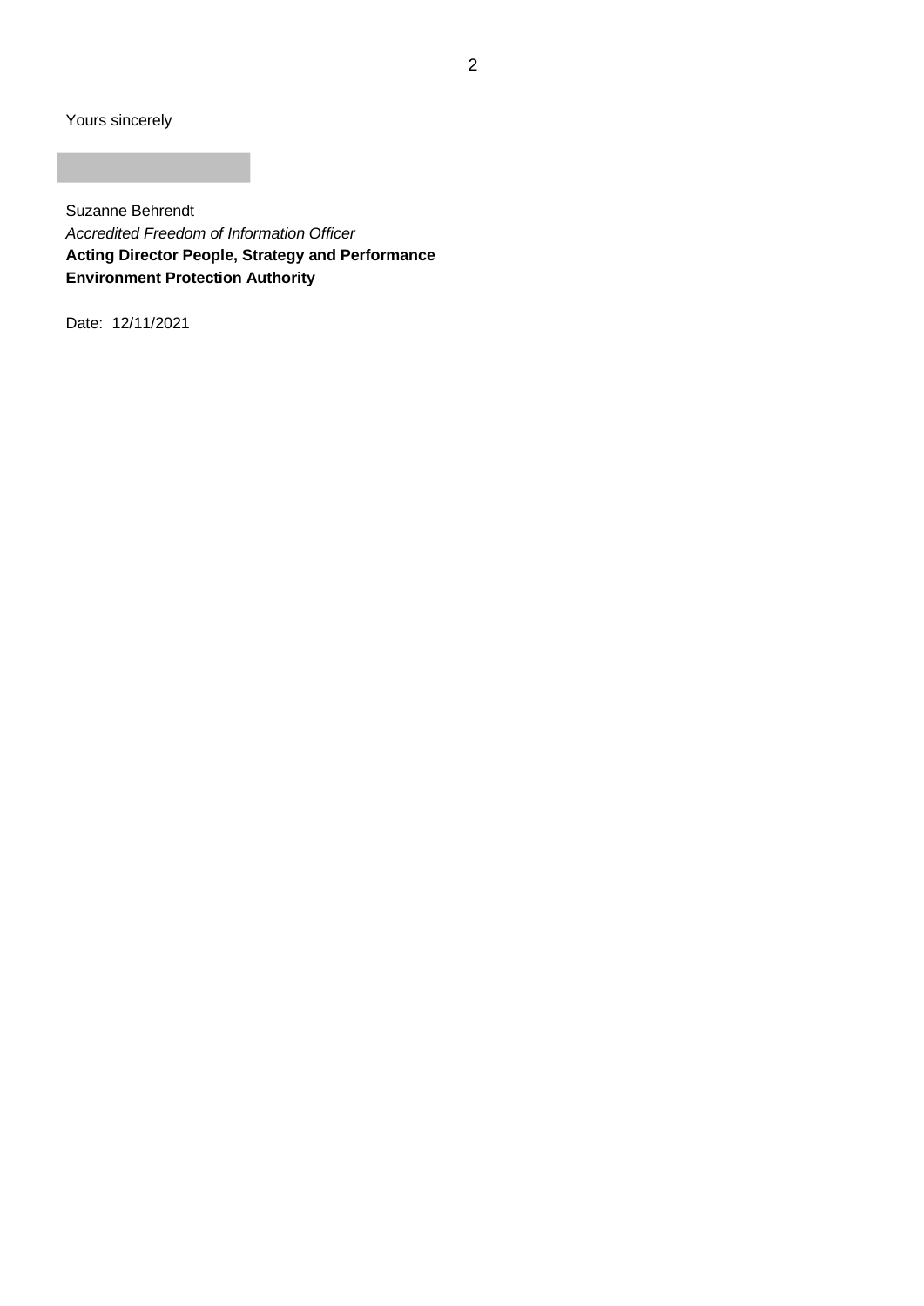Yours sincerely

Suzanne Behrendt
*Accredited Freedom of Information Officer*
**Acting Director People, Strategy and Performance**
**Environment Protection Authority**

Date: 12/11/2021